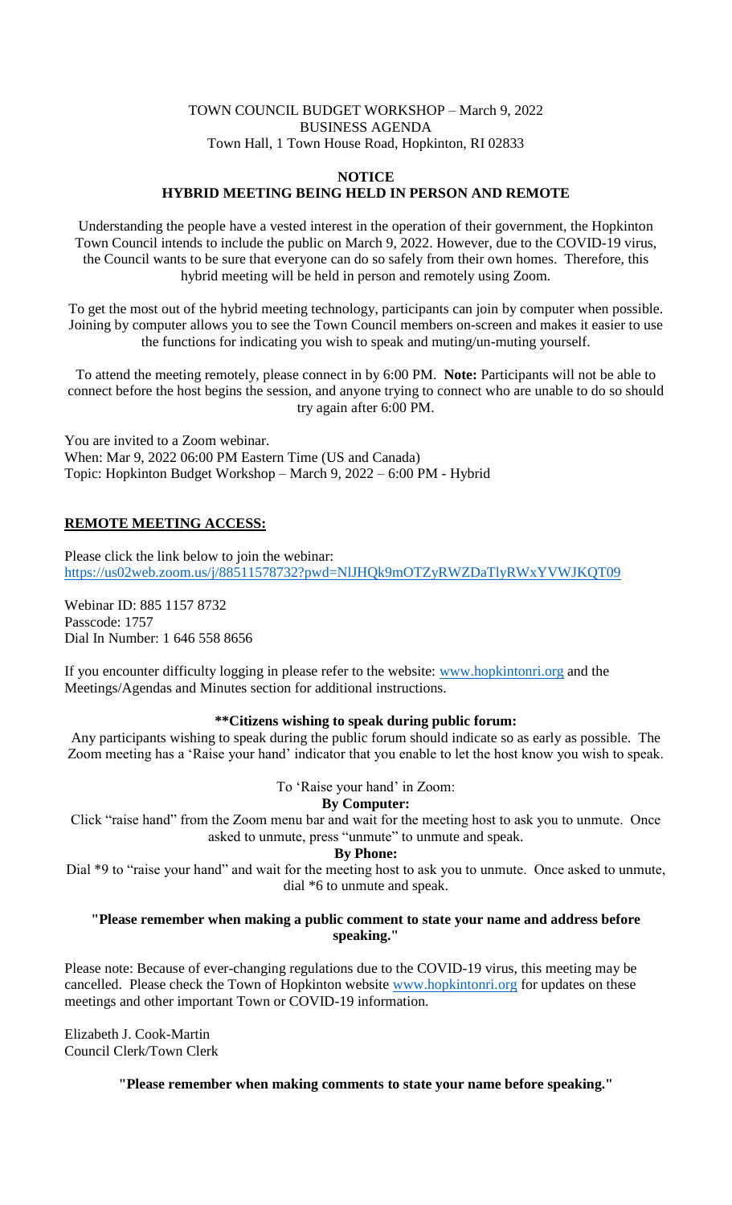TOWN COUNCIL BUDGET WORKSHOP – March 9, 2022
BUSINESS AGENDA
Town Hall, 1 Town House Road, Hopkinton, RI 02833

## NOTICE
## HYBRID MEETING BEING HELD IN PERSON AND REMOTE

Understanding the people have a vested interest in the operation of their government, the Hopkinton Town Council intends to include the public on March 9, 2022. However, due to the COVID-19 virus, the Council wants to be sure that everyone can do so safely from their own homes. Therefore, this hybrid meeting will be held in person and remotely using Zoom.

To get the most out of the hybrid meeting technology, participants can join by computer when possible. Joining by computer allows you to see the Town Council members on-screen and makes it easier to use the functions for indicating you wish to speak and muting/un-muting yourself.

To attend the meeting remotely, please connect in by 6:00 PM. **Note:** Participants will not be able to connect before the host begins the session, and anyone trying to connect who are unable to do so should try again after 6:00 PM.

You are invited to a Zoom webinar.
When: Mar 9, 2022 06:00 PM Eastern Time (US and Canada)
Topic: Hopkinton Budget Workshop – March 9, 2022 – 6:00 PM - Hybrid

**REMOTE MEETING ACCESS:**

Please click the link below to join the webinar:
https://us02web.zoom.us/j/88511578732?pwd=NlJHQk9mOTZyRWZDaTlyRWxYVWJKQT09

Webinar ID: 885 1157 8732
Passcode: 1757
Dial In Number: 1 646 558 8656

If you encounter difficulty logging in please refer to the website: www.hopkintonri.org and the Meetings/Agendas and Minutes section for additional instructions.

**\*\*Citizens wishing to speak during public forum:**

Any participants wishing to speak during the public forum should indicate so as early as possible. The Zoom meeting has a 'Raise your hand' indicator that you enable to let the host know you wish to speak.

To 'Raise your hand' in Zoom:

**By Computer:**

Click "raise hand" from the Zoom menu bar and wait for the meeting host to ask you to unmute. Once asked to unmute, press "unmute" to unmute and speak.

**By Phone:**

Dial *9 to "raise your hand" and wait for the meeting host to ask you to unmute. Once asked to unmute, dial *6 to unmute and speak.

**"Please remember when making a public comment to state your name and address before speaking."**

Please note: Because of ever-changing regulations due to the COVID-19 virus, this meeting may be cancelled. Please check the Town of Hopkinton website www.hopkintonri.org for updates on these meetings and other important Town or COVID-19 information.

Elizabeth J. Cook-Martin
Council Clerk/Town Clerk

**"Please remember when making comments to state your name before speaking."**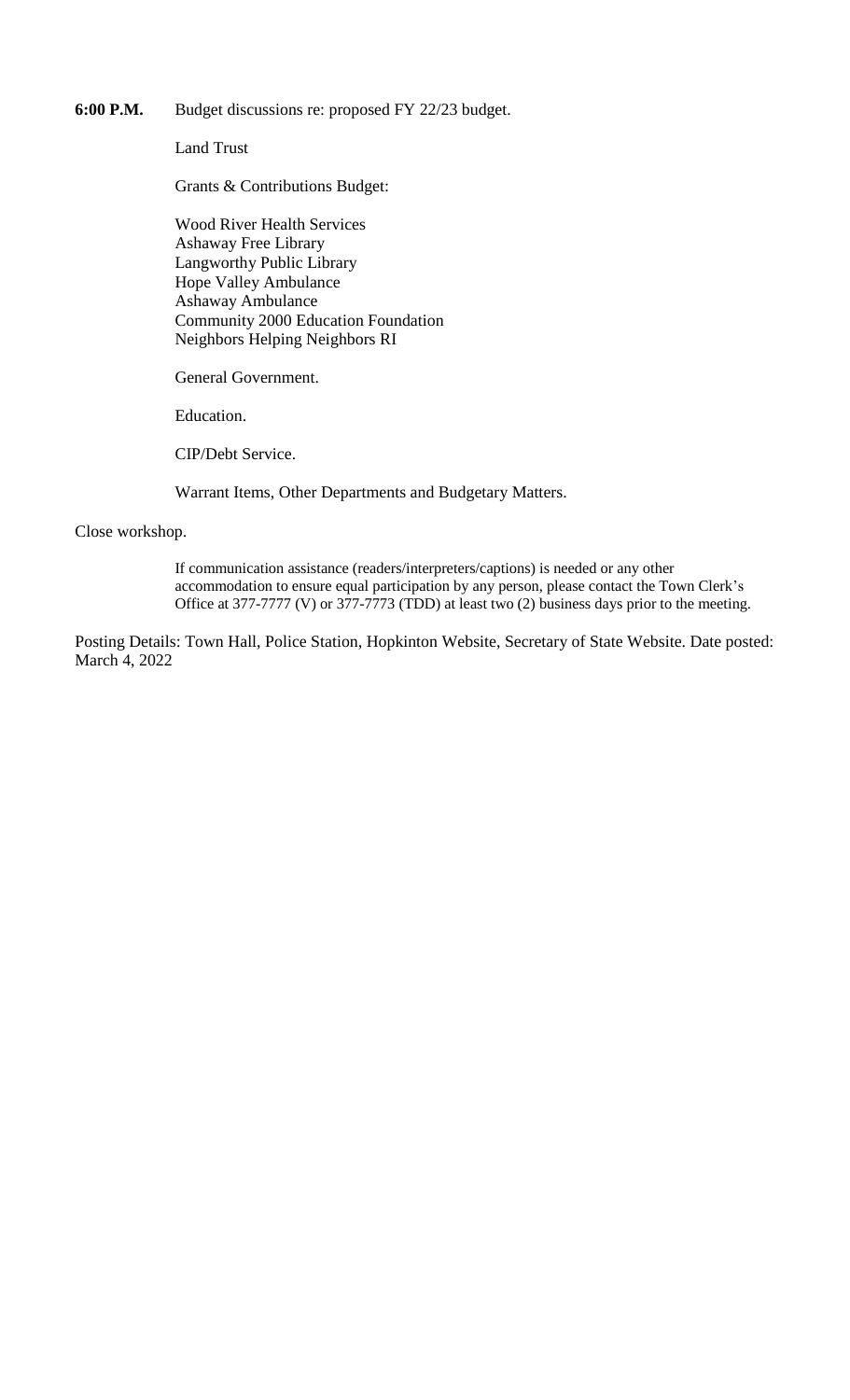**6:00 P.M.** Budget discussions re: proposed FY 22/23 budget.

Land Trust

Grants & Contributions Budget:

Wood River Health Services
Ashaway Free Library
Langworthy Public Library
Hope Valley Ambulance
Ashaway Ambulance
Community 2000 Education Foundation
Neighbors Helping Neighbors RI

General Government.

Education.

CIP/Debt Service.

Warrant Items, Other Departments and Budgetary Matters.

Close workshop.

If communication assistance (readers/interpreters/captions) is needed or any other accommodation to ensure equal participation by any person, please contact the Town Clerk's Office at 377-7777 (V) or 377-7773 (TDD) at least two (2) business days prior to the meeting.

Posting Details: Town Hall, Police Station, Hopkinton Website, Secretary of State Website. Date posted: March 4, 2022